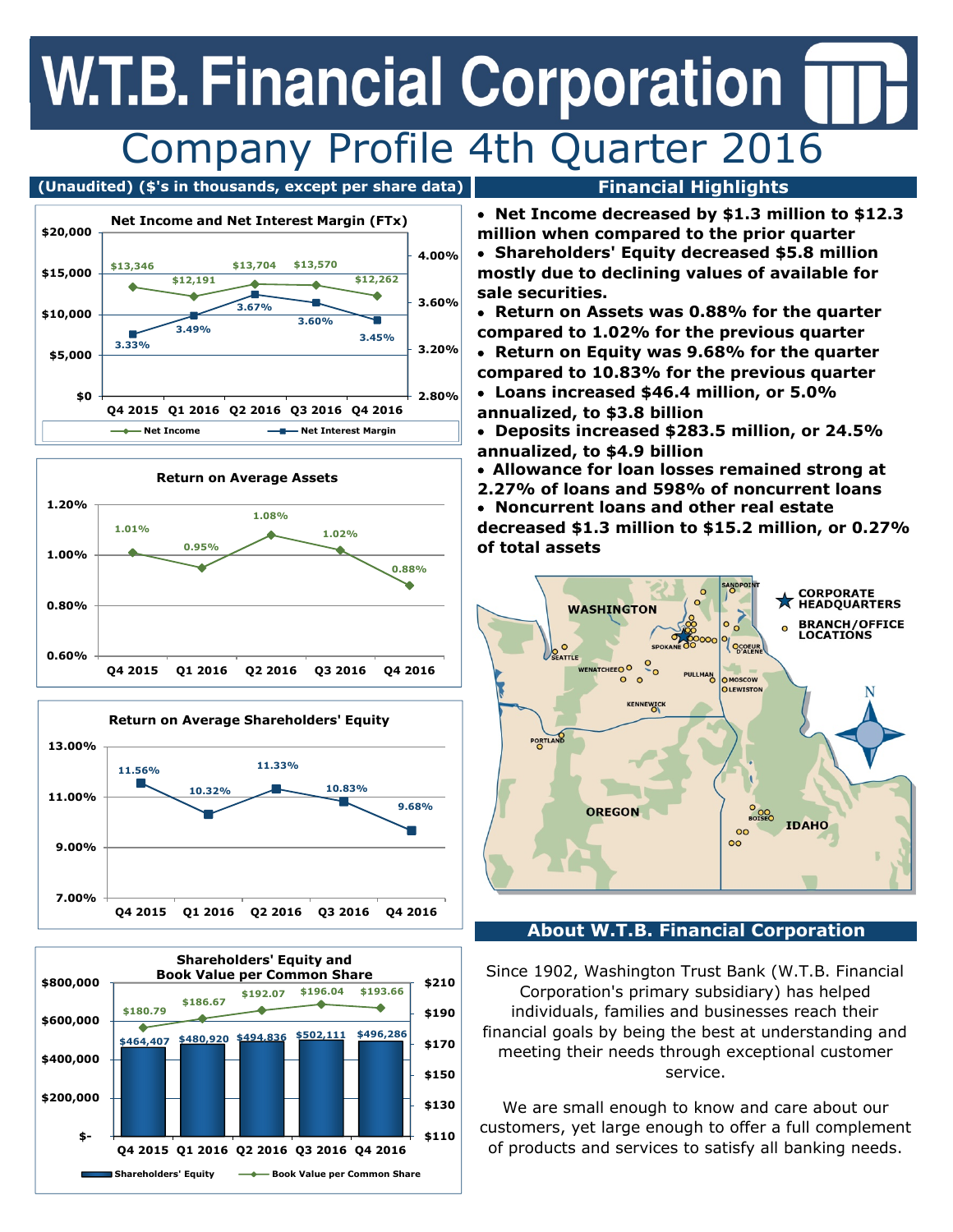# W.T.B. Financial Corporation

## Company Profile 4th Quarter 2016

**(Unaudited) ($'s in thousands, except per share data)**

Net Income and Net Interest Margin (FTx)

$20,000
$15,000
$10,000
$5,000
$0

4.00%
3.60%
3.20%
2.80%

$13,346
$12,191
$13,704
$13,570
$12,262

3.33%
3.49%
3.67%
3.60%
3.45%

Q4 2015 Q1 2016 Q2 2016 Q3 2016 Q4 2016

Net Income
Net Interest Margin

Return on Average Assets

1.20%
1.00%
0.80%
0.60%

1.01%
0.95%
1.08%
1.02%
0.88%

Q4 2015 Q1 2016 Q2 2016 Q3 2016 Q4 2016

Return on Average Shareholders' Equity

13.00%
11.00%
9.00%
7.00%

11.56%
10.32%
11.33%
10.83%
9.68%

Q4 2015 Q1 2016 Q2 2016 Q3 2016 Q4 2016

Shareholders' Equity and Book Value per Common Share

$800,000
$600,000
$400,000
$200,000
$-

$210
$190
$170
$150
$130
$110

$180.79
$186.67
$192.07
$196.04
$193.66

$464,407
$480,920
$494,836
$502,111
$496,286

Q4 2015 Q1 2016 Q2 2016 Q3 2016 Q4 2016

Shareholders' Equity
Book Value per Common Share

## Financial Highlights

- **Net Income decreased by $1.3 million to $12.3 million when compared to the prior quarter**
- **Shareholders' Equity decreased $5.8 million mostly due to declining values of available for sale securities.**
- **Return on Assets was 0.88% for the quarter compared to 1.02% for the previous quarter**
- **Return on Equity was 9.68% for the quarter compared to 10.83% for the previous quarter**
- **Loans increased $46.4 million, or 5.0% annualized, to $3.8 billion**
- **Deposits increased $283.5 million, or 24.5% annualized, to $4.9 billion**
- **Allowance for loan losses remained strong at 2.27% of loans and 598% of noncurrent loans**
- **Noncurrent loans and other real estate decreased $1.3 million to $15.2 million, or 0.27% of total assets**

WASHINGTON
OREGON
IDAHO
SANDPOINT
SEATTLE
SPOKANE
COEUR D'ALENE
WENATCHEE
PULLMAN
MOSCOW
LEWISTON
KENNEWICK
PORTLAND
BOISE
CORPORATE HEADQUARTERS
BRANCH/OFFICE LOCATIONS
N

## About W.T.B. Financial Corporation

Since 1902, Washington Trust Bank (W.T.B. Financial Corporation's primary subsidiary) has helped individuals, families and businesses reach their financial goals by being the best at understanding and meeting their needs through exceptional customer service.

We are small enough to know and care about our customers, yet large enough to offer a full complement of products and services to satisfy all banking needs.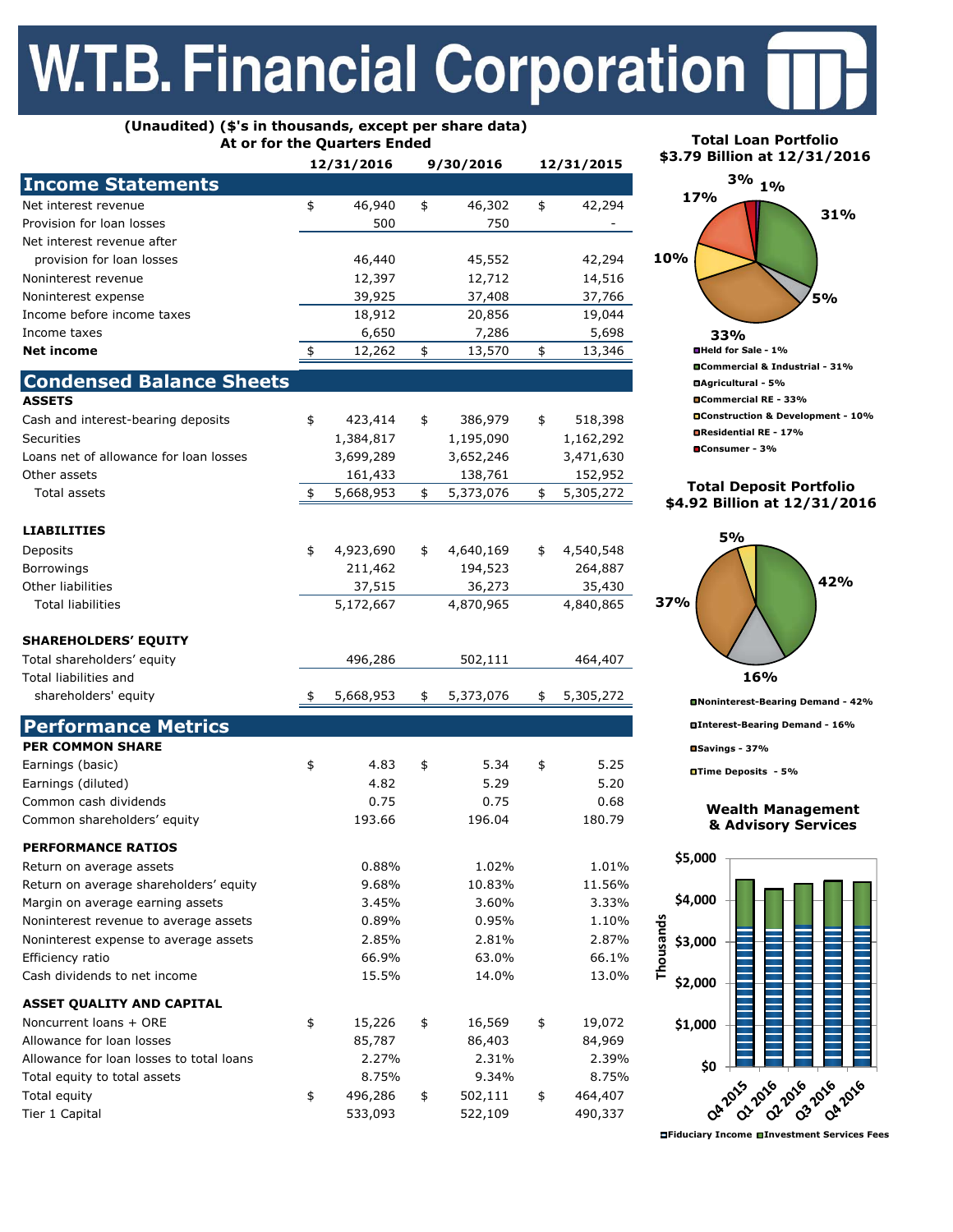# W.T.B. Financial Corporation

**(Unaudited) ($'s in thousands, except per share data)**
**At or for the Quarters Ended**

| | 12/31/2016 | 9/30/2016 | 12/31/2015 |
|---|---|---|---|
| **Income Statements** | | | |
| Net interest revenue | $ 46,940 | $ 46,302 | $ 42,294 |
| Provision for loan losses | 500 | 750 | - |
| Net interest revenue after provision for loan losses | 46,440 | 45,552 | 42,294 |
| Noninterest revenue | 12,397 | 12,712 | 14,516 |
| Noninterest expense | 39,925 | 37,408 | 37,766 |
| Income before income taxes | 18,912 | 20,856 | 19,044 |
| Income taxes | 6,650 | 7,286 | 5,698 |
| **Net income** | $ 12,262 | $ 13,570 | $ 13,346 |
| **Condensed Balance Sheets** | | | |
| **ASSETS** | | | |
| Cash and interest-bearing deposits | $ 423,414 | $ 386,979 | $ 518,398 |
| Securities | 1,384,817 | 1,195,090 | 1,162,292 |
| Loans net of allowance for loan losses | 3,699,289 | 3,652,246 | 3,471,630 |
| Other assets | 161,433 | 138,761 | 152,952 |
| Total assets | $ 5,668,953 | $ 5,373,076 | $ 5,305,272 |
| **LIABILITIES** | | | |
| Deposits | $ 4,923,690 | $ 4,640,169 | $ 4,540,548 |
| Borrowings | 211,462 | 194,523 | 264,887 |
| Other liabilities | 37,515 | 36,273 | 35,430 |
| Total liabilities | 5,172,667 | 4,870,965 | 4,840,865 |
| **SHAREHOLDERS' EQUITY** | | | |
| Total shareholders' equity | 496,286 | 502,111 | 464,407 |
| Total liabilities and shareholders' equity | $ 5,668,953 | $ 5,373,076 | $ 5,305,272 |
| **Performance Metrics** | | | |
| **PER COMMON SHARE** | | | |
| Earnings (basic) | $ 4.83 | $ 5.34 | $ 5.25 |
| Earnings (diluted) | 4.82 | 5.29 | 5.20 |
| Common cash dividends | 0.75 | 0.75 | 0.68 |
| Common shareholders' equity | 193.66 | 196.04 | 180.79 |
| **PERFORMANCE RATIOS** | | | |
| Return on average assets | 0.88% | 1.02% | 1.01% |
| Return on average shareholders' equity | 9.68% | 10.83% | 11.56% |
| Margin on average earning assets | 3.45% | 3.60% | 3.33% |
| Noninterest revenue to average assets | 0.89% | 0.95% | 1.10% |
| Noninterest expense to average assets | 2.85% | 2.81% | 2.87% |
| Efficiency ratio | 66.9% | 63.0% | 66.1% |
| Cash dividends to net income | 15.5% | 14.0% | 13.0% |
| **ASSET QUALITY AND CAPITAL** | | | |
| Noncurrent loans + ORE | $ 15,226 | $ 16,569 | $ 19,072 |
| Allowance for loan losses | 85,787 | 86,403 | 84,969 |
| Allowance for loan losses to total loans | 2.27% | 2.31% | 2.39% |
| Total equity to total assets | 8.75% | 9.34% | 8.75% |
| Total equity | $ 496,286 | $ 502,111 | $ 464,407 |
| Tier 1 Capital | 533,093 | 522,109 | 490,337 |

**Total Loan Portfolio**
**$3.79 Billion at 12/31/2016**

3%
1%
31%
5%
33%
10%
17%

- Held for Sale - 1%
- Commercial & Industrial - 31%
- Agricultural - 5%
- Commercial RE - 33%
- Construction & Development - 10%
- Residential RE - 17%
- Consumer - 3%

**Total Deposit Portfolio**
**$4.92 Billion at 12/31/2016**

5%
42%
16%
37%

- Noninterest-Bearing Demand - 42%
- Interest-Bearing Demand - 16%
- Savings - 37%
- Time Deposits - 5%

**Wealth Management & Advisory Services**

Thousands
$5,000
$4,000
$3,000
$2,000
$1,000
$0

Q4 2015
Q1 2016
Q2 2016
Q3 2016
Q4 2016

- Fiduciary Income
- Investment Services Fees